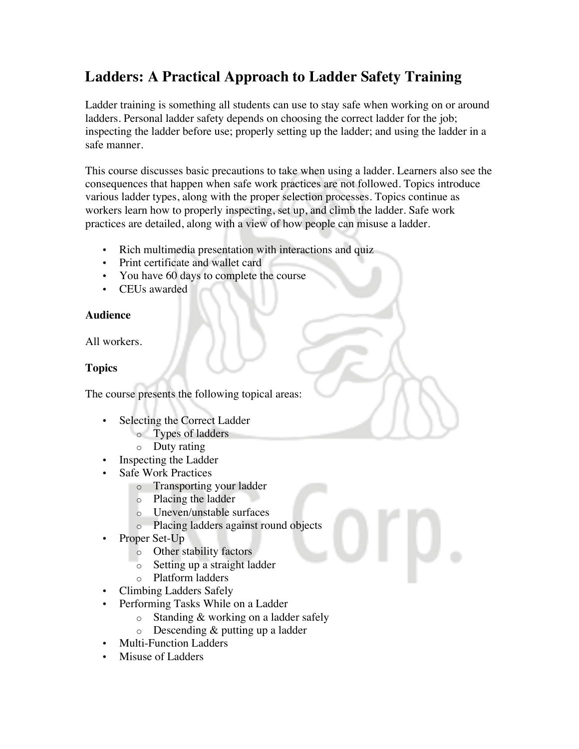# Ladders: A Practical Approach to Ladder Safety Training

Ladder training is something all students can use to stay safe when working on or around ladders. Personal ladder safety depends on choosing the correct ladder for the job; inspecting the ladder before use; properly setting up the ladder; and using the ladder in a safe manner.

This course discusses basic precautions to take when using a ladder. Learners also see the consequences that happen when safe work practices are not followed. Topics introduce various ladder types, along with the proper selection processes. Topics continue as workers learn how to properly inspecting, set up, and climb the ladder. Safe work practices are detailed, along with a view of how people can misuse a ladder.

- Rich multimedia presentation with interactions and quiz
- Print certificate and wallet card
- You have 60 days to complete the course
- CEUs awarded

**Audience**

All workers.

**Topics**

The course presents the following topical areas:

- Selecting the Correct Ladder
  - Types of ladders
  - Duty rating
- Inspecting the Ladder
- Safe Work Practices
  - Transporting your ladder
  - Placing the ladder
  - Uneven/unstable surfaces
  - Placing ladders against round objects
- Proper Set-Up
  - Other stability factors
  - Setting up a straight ladder
  - Platform ladders
- Climbing Ladders Safely
- Performing Tasks While on a Ladder
  - Standing & working on a ladder safely
  - Descending & putting up a ladder
- Multi-Function Ladders
- Misuse of Ladders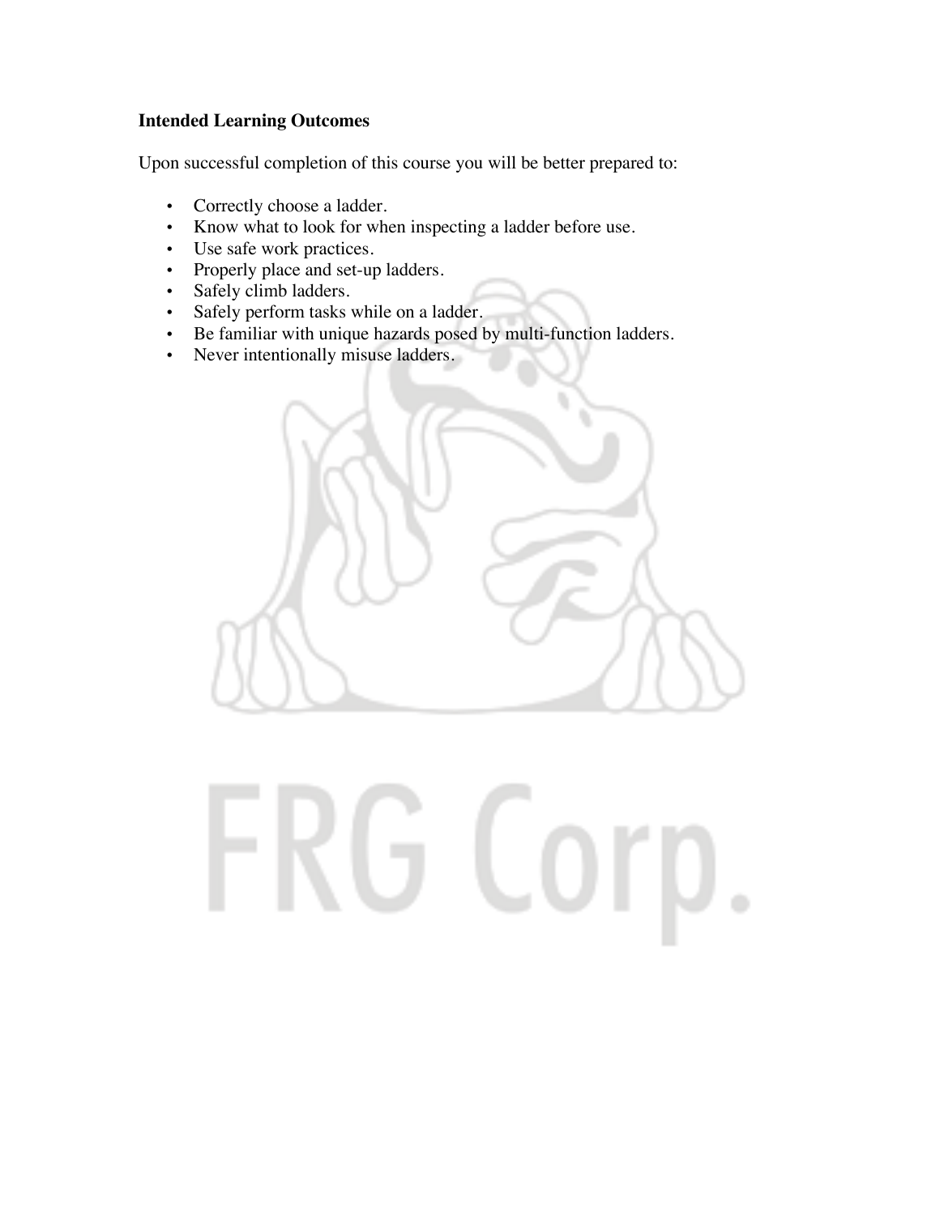**Intended Learning Outcomes**

Upon successful completion of this course you will be better prepared to:

- Correctly choose a ladder.
- Know what to look for when inspecting a ladder before use.
- Use safe work practices.
- Properly place and set-up ladders.
- Safely climb ladders.
- Safely perform tasks while on a ladder.
- Be familiar with unique hazards posed by multi-function ladders.
- Never intentionally misuse ladders.